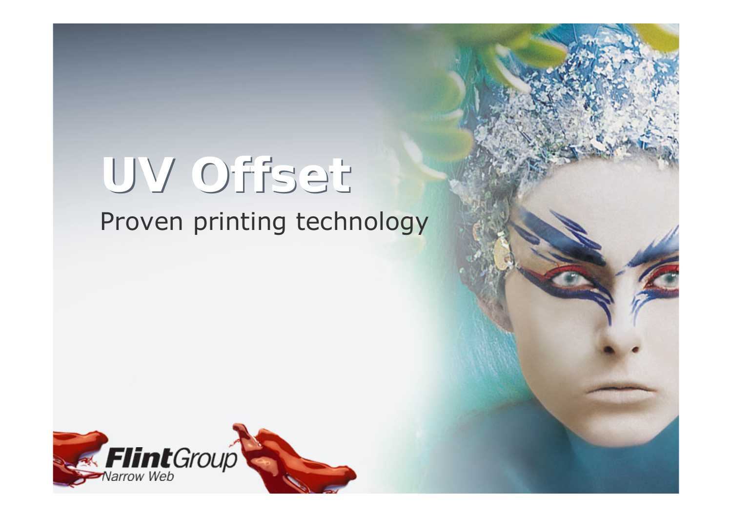# UV Offset

Proven printing technology

FlintGroup Narrow Web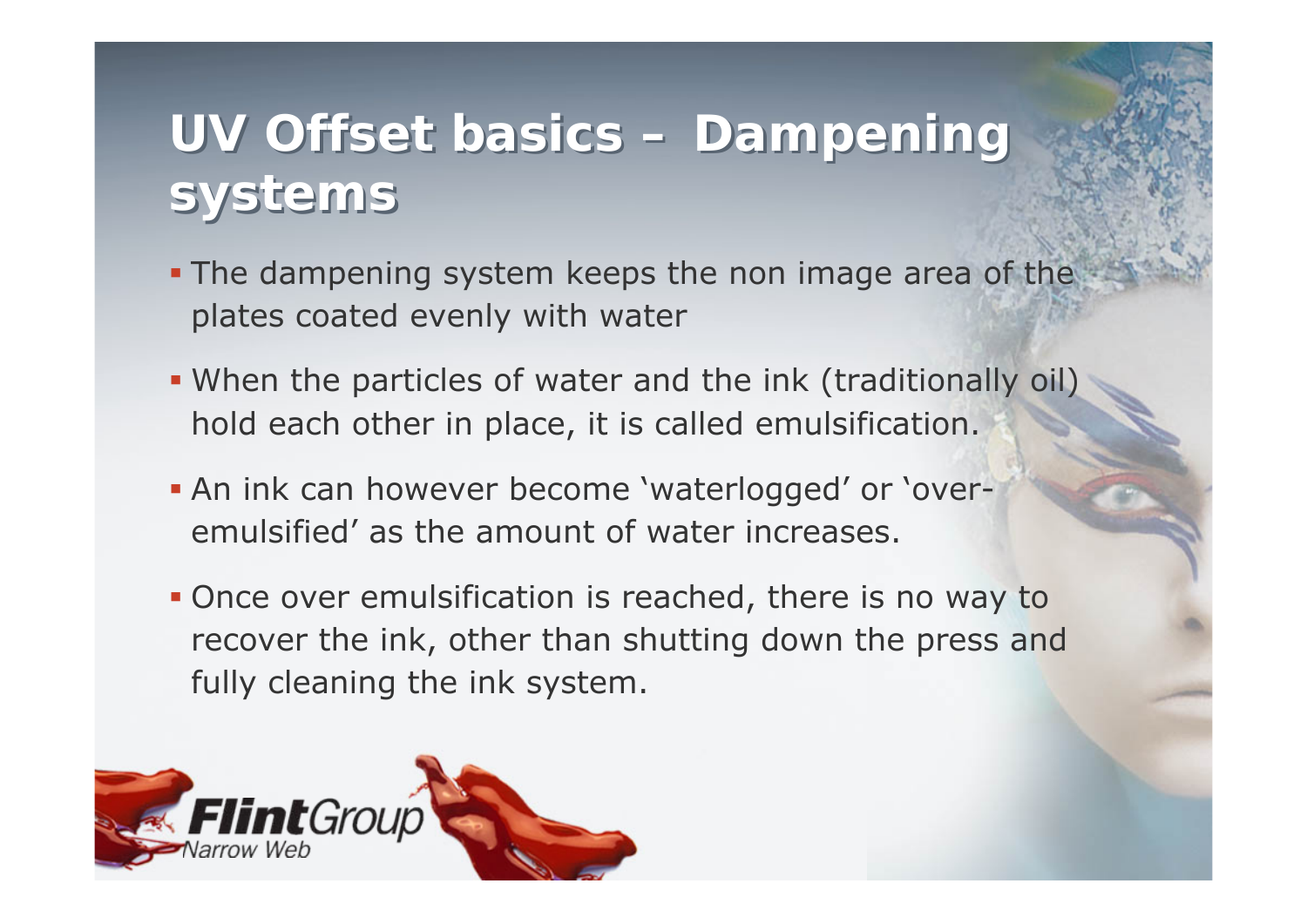# UV Offset basics – Dampening systems

- The dampening system keeps the non image area of the plates coated evenly with water
- When the particles of water and the ink (traditionally oil) hold each other in place, it is called emulsification.
- An ink can however become 'waterlogged' or 'over-emulsified' as the amount of water increases.
- Once over emulsification is reached, there is no way to recover the ink, other than shutting down the press and fully cleaning the ink system.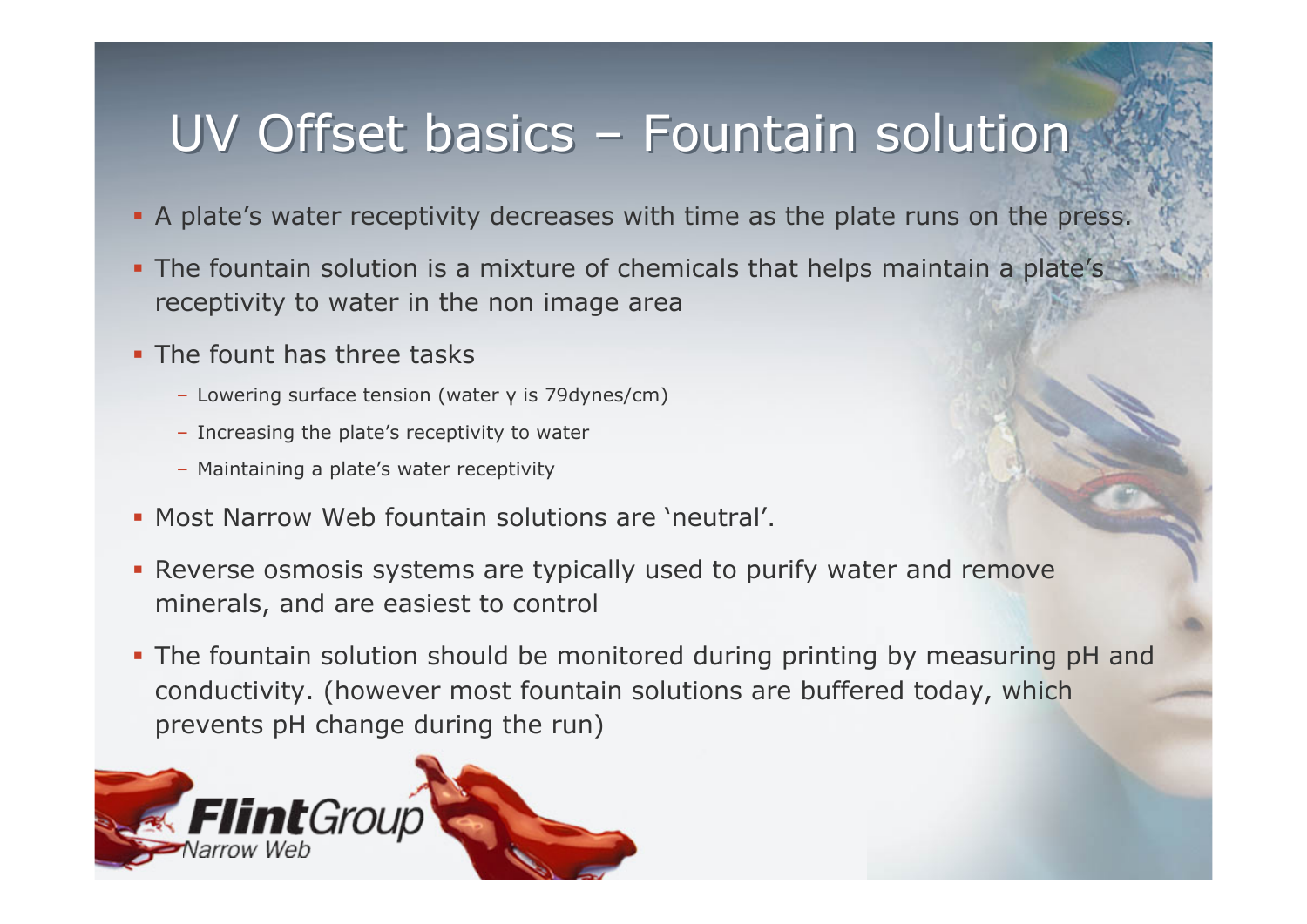# UV Offset basics – Fountain solution

- A plate's water receptivity decreases with time as the plate runs on the press.
- The fountain solution is a mixture of chemicals that helps maintain a plate's receptivity to water in the non image area
- The fount has three tasks
  - Lowering surface tension (water $\gamma$ is 79dynes/cm)
  - Increasing the plate's receptivity to water
  - Maintaining a plate's water receptivity
- Most Narrow Web fountain solutions are 'neutral'.
- Reverse osmosis systems are typically used to purify water and remove minerals, and are easiest to control
- The fountain solution should be monitored during printing by measuring pH and conductivity. (however most fountain solutions are buffered today, which prevents pH change during the run)

FlintGroup Narrow Web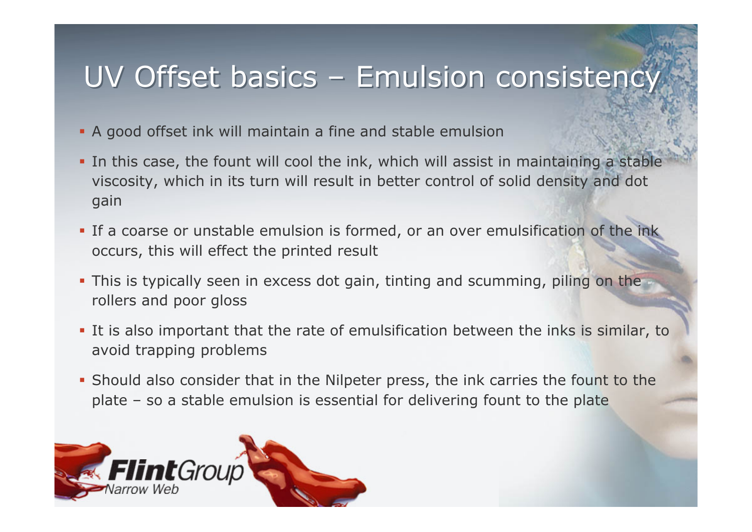# UV Offset basics – Emulsion consistency

- A good offset ink will maintain a fine and stable emulsion
- In this case, the fount will cool the ink, which will assist in maintaining a stable viscosity, which in its turn will result in better control of solid density and dot gain
- If a coarse or unstable emulsion is formed, or an over emulsification of the ink occurs, this will effect the printed result
- This is typically seen in excess dot gain, tinting and scumming, piling on the rollers and poor gloss
- It is also important that the rate of emulsification between the inks is similar, to avoid trapping problems
- Should also consider that in the Nilpeter press, the ink carries the fount to the plate – so a stable emulsion is essential for delivering fount to the plate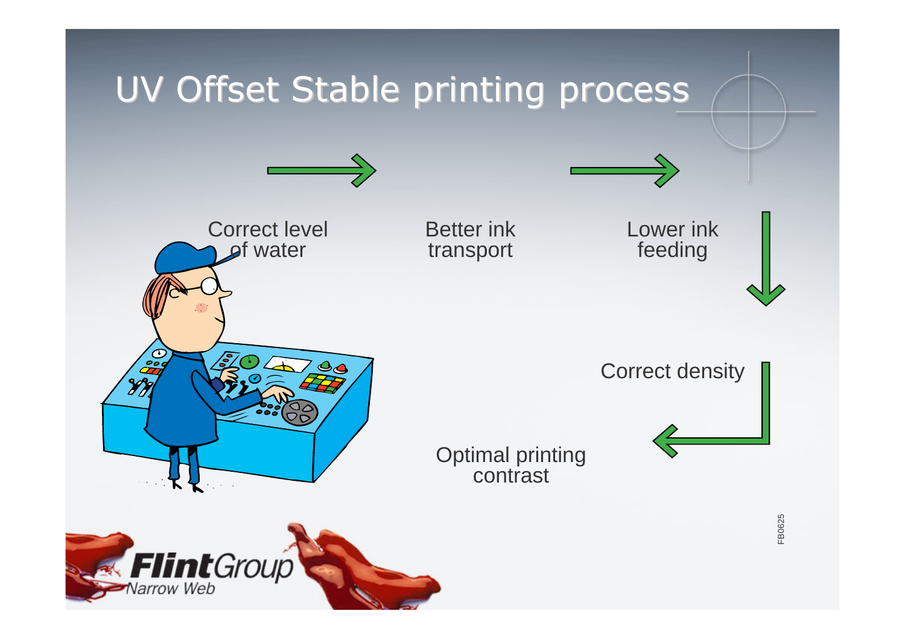# UV Offset Stable printing process

Correct level of water → Better ink transport → Lower ink feeding

↓

Correct density

↓

Optimal printing contrast

FB0625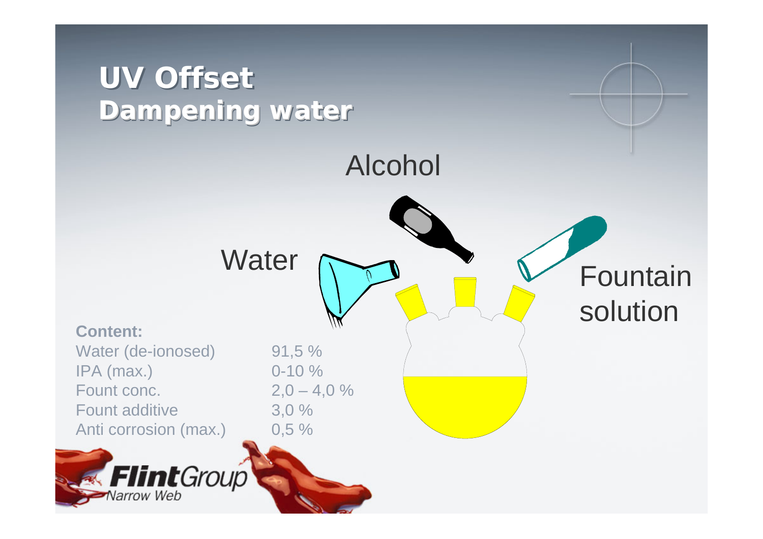# UV Offset
## Dampening water

Alcohol

Water

Fountain solution

**Content:**

| | |
|---|---|
| Water (de-ionosed) | 91,5 % |
| IPA (max.) | 0-10 % |
| Fount conc. | 2,0 – 4,0 % |
| Fount additive | 3,0 % |
| Anti corrosion (max.) | 0,5 % |

FlintGroup Narrow Web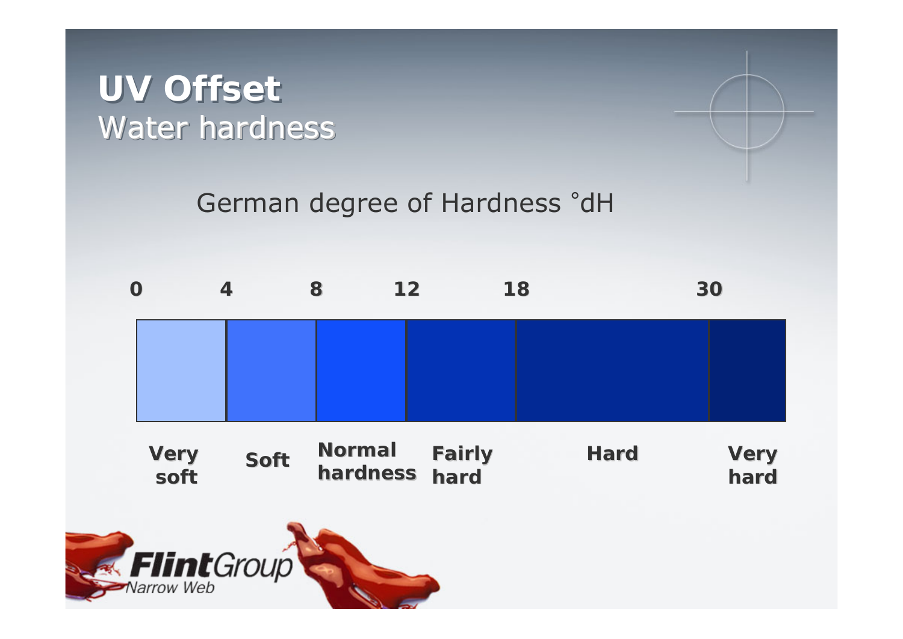# UV Offset

## Water hardness

German degree of Hardness °dH

| 0–4 | 4–8 | 8–12 | 12–18 | 18–30 | 30+ |
|---|---|---|---|---|---|
| Very soft | Soft | Normal hardness | Fairly hard | Hard | Very hard |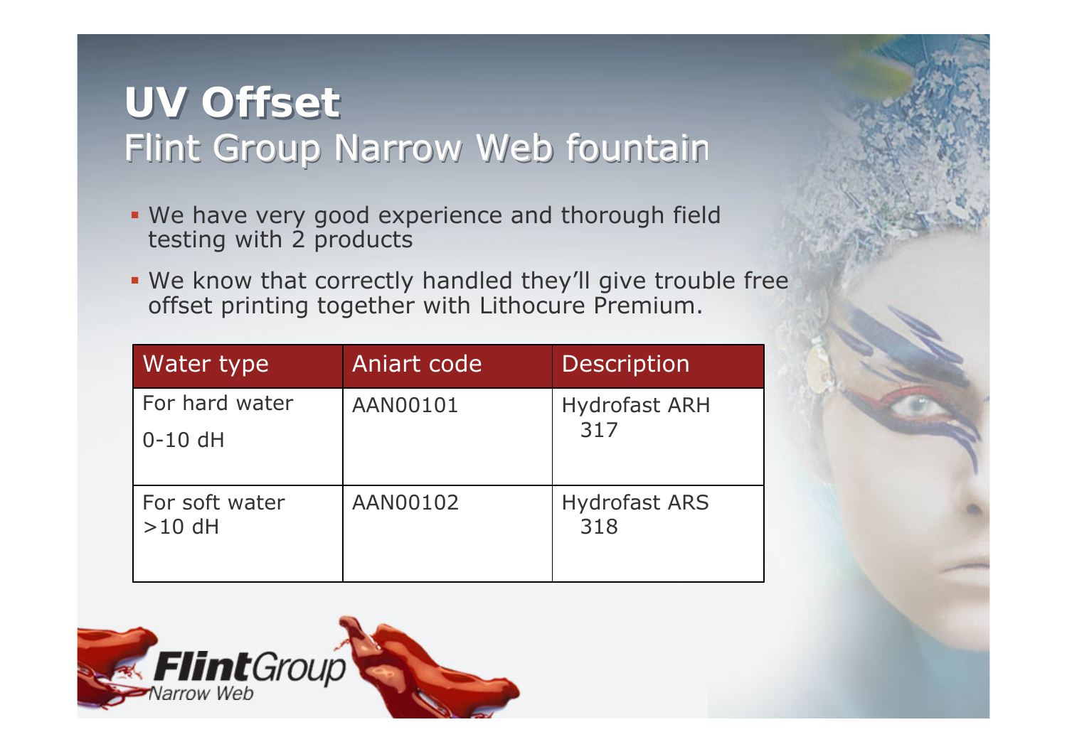# UV Offset

## Flint Group Narrow Web fountain

- We have very good experience and thorough field testing with 2 products
- We know that correctly handled they'll give trouble free offset printing together with Lithocure Premium.

| Water type | Aniart code | Description |
|---|---|---|
| For hard water 0-10 dH | AAN00101 | Hydrofast ARH 317 |
| For soft water >10 dH | AAN00102 | Hydrofast ARS 318 |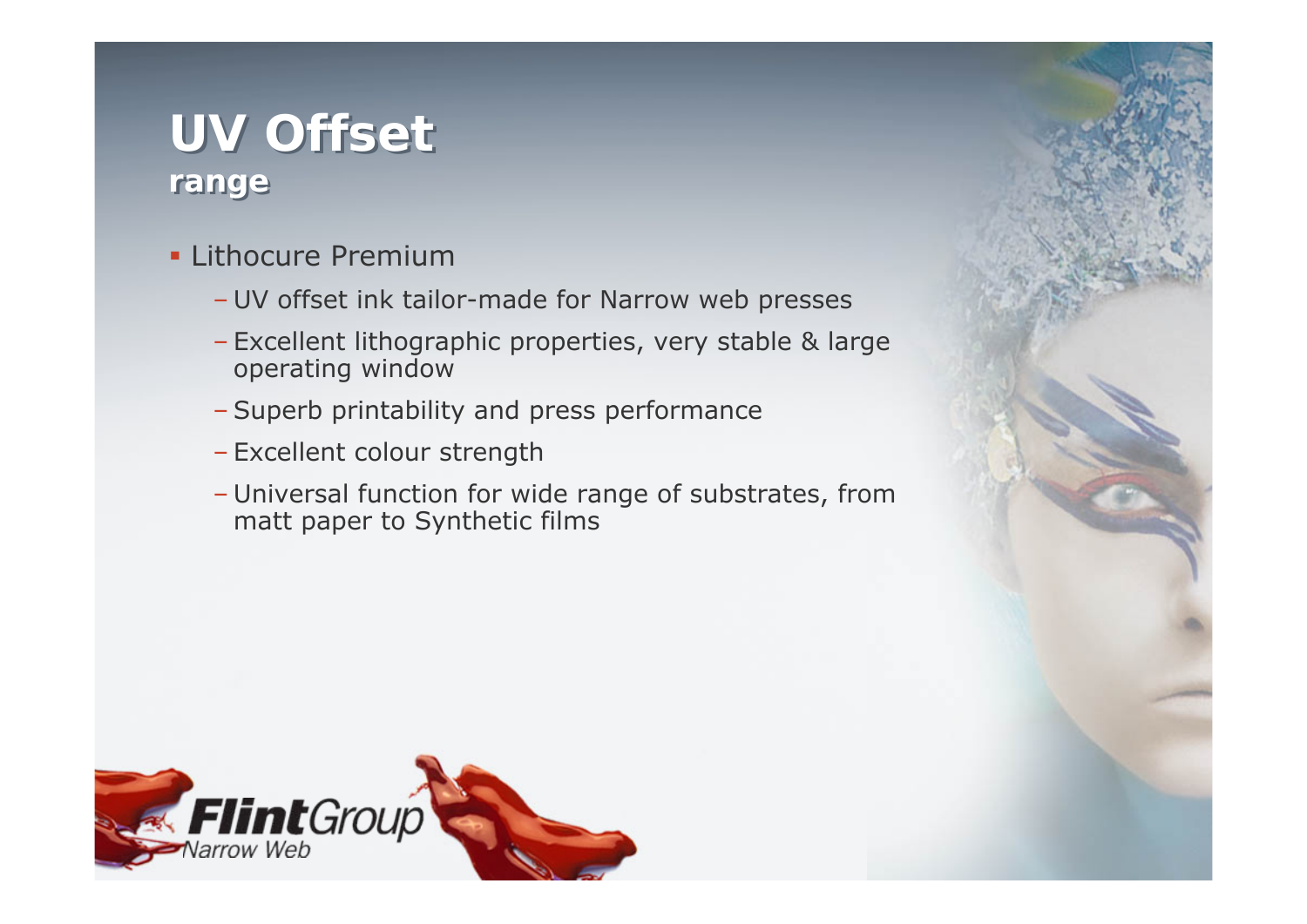# UV Offset

## range

- Lithocure Premium
  - UV offset ink tailor-made for Narrow web presses
  - Excellent lithographic properties, very stable & large operating window
  - Superb printability and press performance
  - Excellent colour strength
  - Universal function for wide range of substrates, from matt paper to Synthetic films

FlintGroup Narrow Web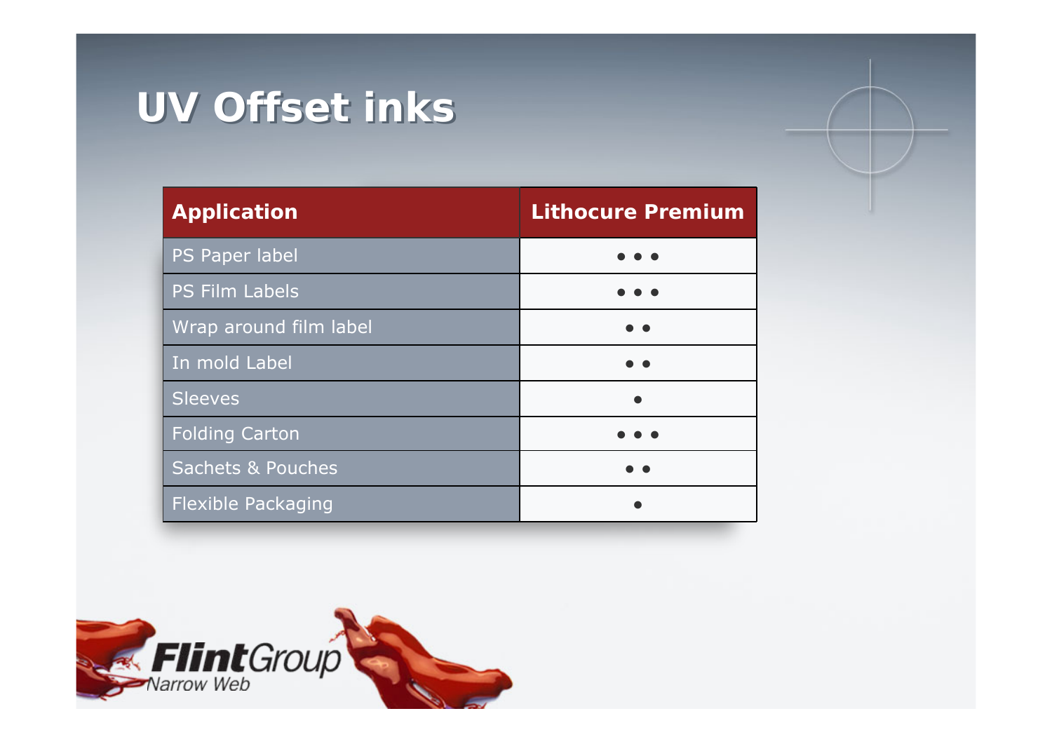# UV Offset inks

| Application | Lithocure Premium |
|---|---|
| PS Paper label | • • • |
| PS Film Labels | • • • |
| Wrap around film label | • • |
| In mold Label | • • |
| Sleeves | • |
| Folding Carton | • • • |
| Sachets & Pouches | • • |
| Flexible Packaging | • |

FlintGroup Narrow Web